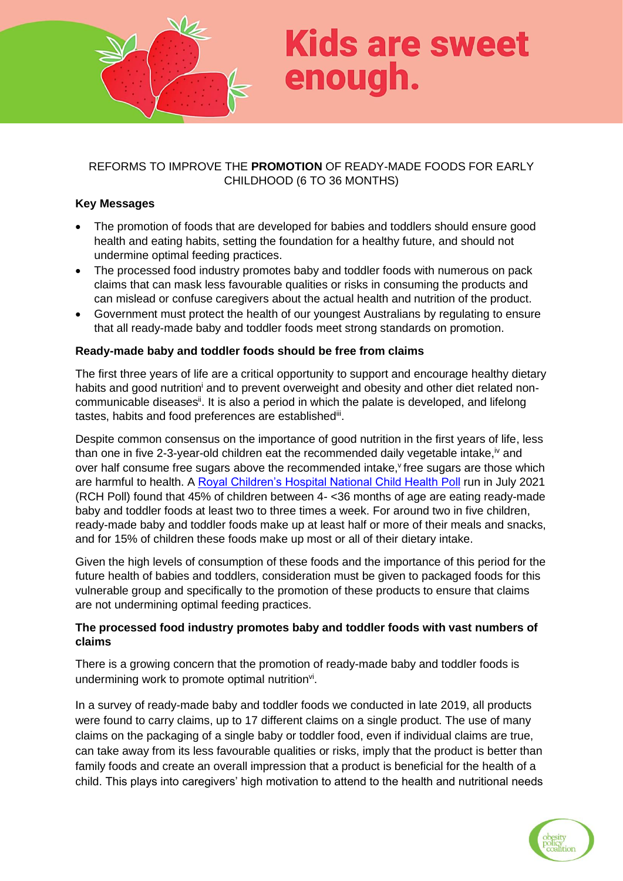# Kids are sweet enough.

REFORMS TO IMPROVE THE **PROMOTION** OF READY-MADE FOODS FOR EARLY CHILDHOOD (6 TO 36 MONTHS)

**Key Messages**

- The promotion of foods that are developed for babies and toddlers should ensure good health and eating habits, setting the foundation for a healthy future, and should not undermine optimal feeding practices.
- The processed food industry promotes baby and toddler foods with numerous on pack claims that can mask less favourable qualities or risks in consuming the products and can mislead or confuse caregivers about the actual health and nutrition of the product.
- Government must protect the health of our youngest Australians by regulating to ensure that all ready-made baby and toddler foods meet strong standards on promotion.

**Ready-made baby and toddler foods should be free from claims**

The first three years of life are a critical opportunity to support and encourage healthy dietary habits and good nutrition[i] and to prevent overweight and obesity and other diet related non-communicable diseases[ii]. It is also a period in which the palate is developed, and lifelong tastes, habits and food preferences are established[iii].

Despite common consensus on the importance of good nutrition in the first years of life, less than one in five 2-3-year-old children eat the recommended daily vegetable intake,[iv] and over half consume free sugars above the recommended intake,[v] free sugars are those which are harmful to health. A Royal Children's Hospital National Child Health Poll run in July 2021 (RCH Poll) found that 45% of children between 4- <36 months of age are eating ready-made baby and toddler foods at least two to three times a week. For around two in five children, ready-made baby and toddler foods make up at least half or more of their meals and snacks, and for 15% of children these foods make up most or all of their dietary intake.

Given the high levels of consumption of these foods and the importance of this period for the future health of babies and toddlers, consideration must be given to packaged foods for this vulnerable group and specifically to the promotion of these products to ensure that claims are not undermining optimal feeding practices.

**The processed food industry promotes baby and toddler foods with vast numbers of claims**

There is a growing concern that the promotion of ready-made baby and toddler foods is undermining work to promote optimal nutrition[vi].

In a survey of ready-made baby and toddler foods we conducted in late 2019, all products were found to carry claims, up to 17 different claims on a single product. The use of many claims on the packaging of a single baby or toddler food, even if individual claims are true, can take away from its less favourable qualities or risks, imply that the product is better than family foods and create an overall impression that a product is beneficial for the health of a child. This plays into caregivers' high motivation to attend to the health and nutritional needs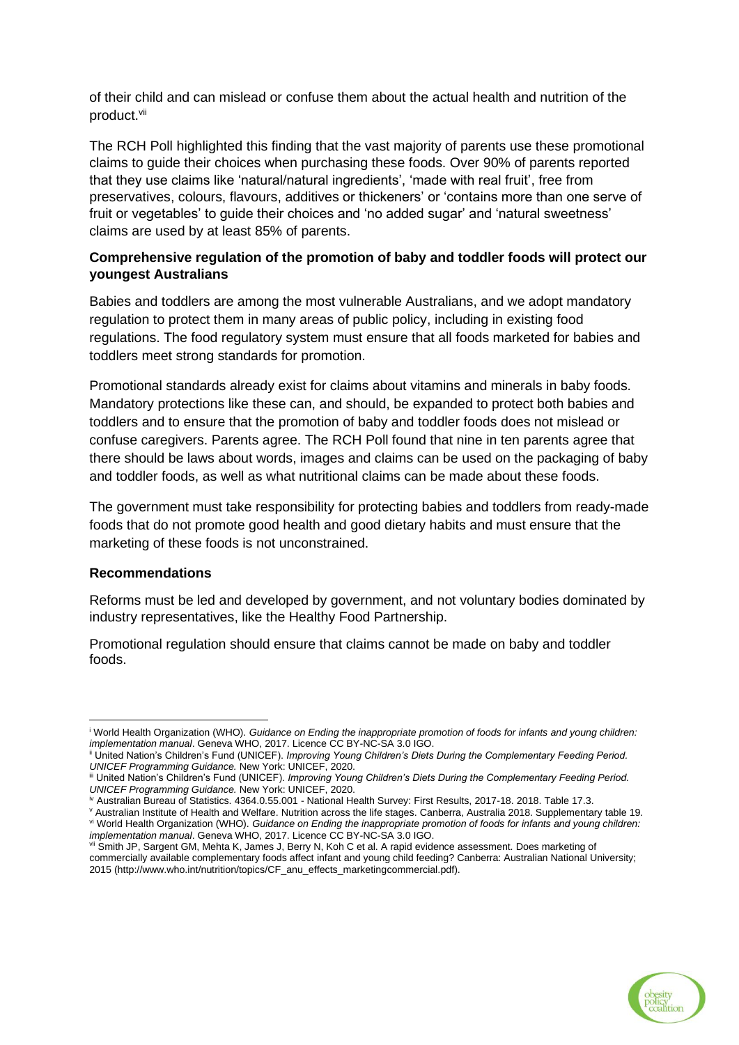of their child and can mislead or confuse them about the actual health and nutrition of the product.[vii]

The RCH Poll highlighted this finding that the vast majority of parents use these promotional claims to guide their choices when purchasing these foods. Over 90% of parents reported that they use claims like 'natural/natural ingredients', 'made with real fruit', free from preservatives, colours, flavours, additives or thickeners' or 'contains more than one serve of fruit or vegetables' to guide their choices and 'no added sugar' and 'natural sweetness' claims are used by at least 85% of parents.

**Comprehensive regulation of the promotion of baby and toddler foods will protect our youngest Australians**

Babies and toddlers are among the most vulnerable Australians, and we adopt mandatory regulation to protect them in many areas of public policy, including in existing food regulations. The food regulatory system must ensure that all foods marketed for babies and toddlers meet strong standards for promotion.

Promotional standards already exist for claims about vitamins and minerals in baby foods. Mandatory protections like these can, and should, be expanded to protect both babies and toddlers and to ensure that the promotion of baby and toddler foods does not mislead or confuse caregivers. Parents agree. The RCH Poll found that nine in ten parents agree that there should be laws about words, images and claims can be used on the packaging of baby and toddler foods, as well as what nutritional claims can be made about these foods.

The government must take responsibility for protecting babies and toddlers from ready-made foods that do not promote good health and good dietary habits and must ensure that the marketing of these foods is not unconstrained.

**Recommendations**

Reforms must be led and developed by government, and not voluntary bodies dominated by industry representatives, like the Healthy Food Partnership.

Promotional regulation should ensure that claims cannot be made on baby and toddler foods.

---

[i] World Health Organization (WHO). *Guidance on Ending the inappropriate promotion of foods for infants and young children: implementation manual*. Geneva WHO, 2017. Licence CC BY-NC-SA 3.0 IGO.

[ii] United Nation's Children's Fund (UNICEF). *Improving Young Children's Diets During the Complementary Feeding Period. UNICEF Programming Guidance.* New York: UNICEF, 2020.

[iii] United Nation's Children's Fund (UNICEF). *Improving Young Children's Diets During the Complementary Feeding Period. UNICEF Programming Guidance.* New York: UNICEF, 2020.

[iv] Australian Bureau of Statistics. 4364.0.55.001 - National Health Survey: First Results, 2017-18. 2018. Table 17.3.

[v] Australian Institute of Health and Welfare. Nutrition across the life stages. Canberra, Australia 2018. Supplementary table 19.

[vi] World Health Organization (WHO). *Guidance on Ending the inappropriate promotion of foods for infants and young children: implementation manual*. Geneva WHO, 2017. Licence CC BY-NC-SA 3.0 IGO.

[vii] Smith JP, Sargent GM, Mehta K, James J, Berry N, Koh C et al. A rapid evidence assessment. Does marketing of commercially available complementary foods affect infant and young child feeding? Canberra: Australian National University; 2015 (http://www.who.int/nutrition/topics/CF_anu_effects_marketingcommercial.pdf).